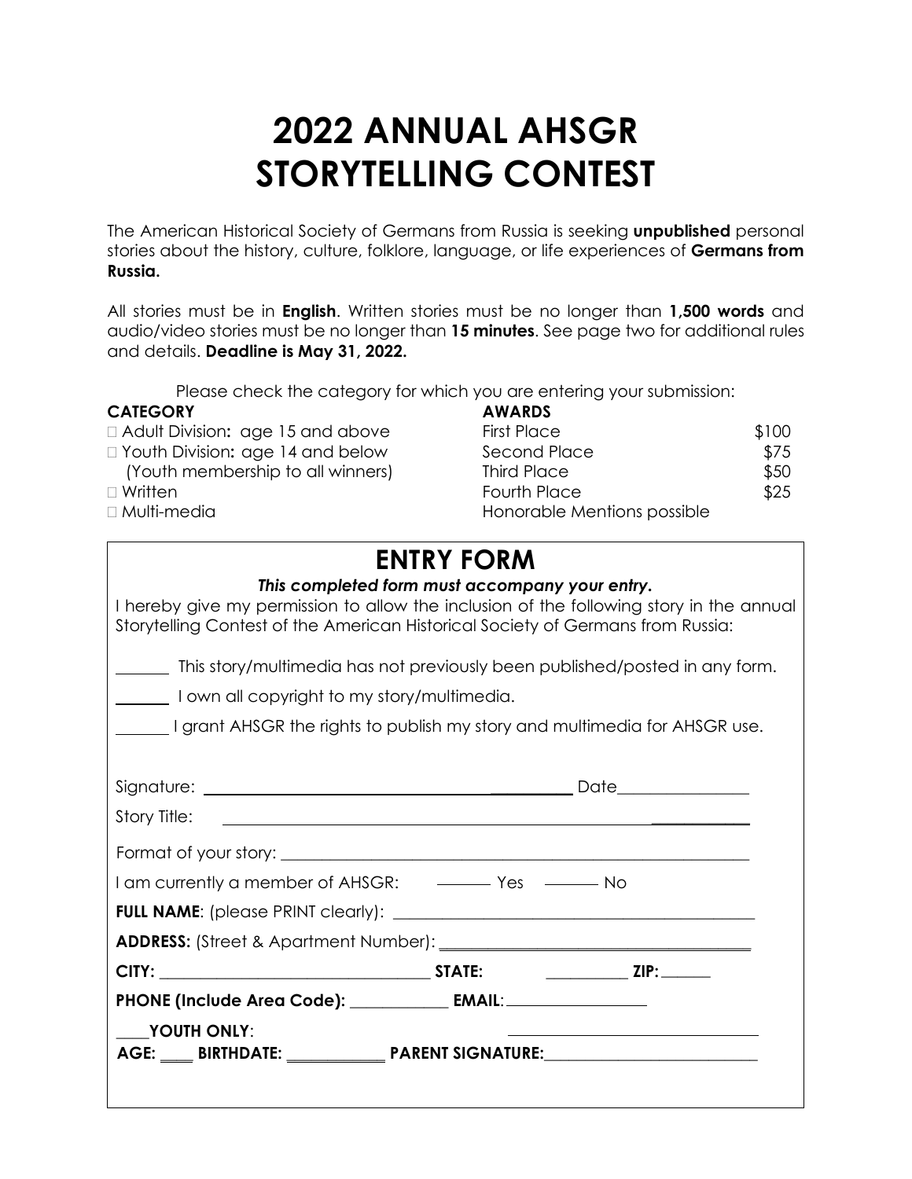# 2022 ANNUAL AHSGR STORYTELLING CONTEST

The American Historical Society of Germans from Russia is seeking **unpublished** personal stories about the history, culture, folklore, language, or life experiences of **Germans from Russia.**

All stories must be in **English**. Written stories must be no longer than **1,500 words** and audio/video stories must be no longer than **15 minutes**. See page two for additional rules and details. **Deadline is May 31, 2022.**

Please check the category for which you are entering your submission:

| **CATEGORY** | **AWARDS** | |
|---|---|---|
| □ Adult Division**:** age 15 and above | First Place | $100 |
| □ Youth Division**:** age 14 and below | Second Place | $75 |
| (Youth membership to all winners) | Third Place | $50 |
| □ Written | Fourth Place | $25 |
| □ Multi-media | Honorable Mentions possible | |

## ENTRY FORM

***This completed form must accompany your entry.***

I hereby give my permission to allow the inclusion of the following story in the annual Storytelling Contest of the American Historical Society of Germans from Russia:

\_\_\_\_\_\_ This story/multimedia has not previously been published/posted in any form.

\_\_\_\_\_\_ I own all copyright to my story/multimedia.

\_\_\_\_\_\_ I grant AHSGR the rights to publish my story and multimedia for AHSGR use.

Signature: \_\_\_\_\_\_\_\_\_\_\_\_\_\_\_\_\_\_\_\_\_\_\_\_\_\_\_\_\_\_\_\_\_\_\_\_ Date\_\_\_\_\_\_\_\_\_\_\_\_\_\_\_\_

Story Title: \_\_\_\_\_\_\_\_\_\_\_\_\_\_\_\_\_\_\_\_\_\_\_\_\_\_\_\_\_\_\_\_\_\_\_\_\_\_\_\_\_\_\_\_\_\_\_\_

Format of your story: \_\_\_\_\_\_\_\_\_\_\_\_\_\_\_\_\_\_\_\_\_\_\_\_\_\_\_\_\_\_\_\_\_\_\_\_\_\_\_\_\_\_\_\_

I am currently a member of AHSGR: \_\_\_\_\_\_ Yes \_\_\_\_\_\_ No

**FULL NAME**: (please PRINT clearly): \_\_\_\_\_\_\_\_\_\_\_\_\_\_\_\_\_\_\_\_\_\_\_\_\_\_\_\_\_\_\_\_\_\_\_\_

**ADDRESS:** (Street & Apartment Number): \_\_\_\_\_\_\_\_\_\_\_\_\_\_\_\_\_\_\_\_\_\_\_\_\_\_\_\_\_\_\_\_

**CITY:** \_\_\_\_\_\_\_\_\_\_\_\_\_\_\_\_\_\_\_\_\_\_\_\_\_\_ **STATE:** \_\_\_\_\_\_\_\_\_\_ **ZIP:**\_\_\_\_\_\_

**PHONE (Include Area Code):** \_\_\_\_\_\_\_\_\_\_\_\_ **EMAIL**:\_\_\_\_\_\_\_\_\_\_\_\_\_\_\_\_\_

\_\_\_\_**YOUTH ONLY**:

**AGE:** \_\_\_\_ **BIRTHDATE:** \_\_\_\_\_\_\_\_\_\_\_\_ **PARENT SIGNATURE:**\_\_\_\_\_\_\_\_\_\_\_\_\_\_\_\_\_\_\_\_\_\_\_\_\_\_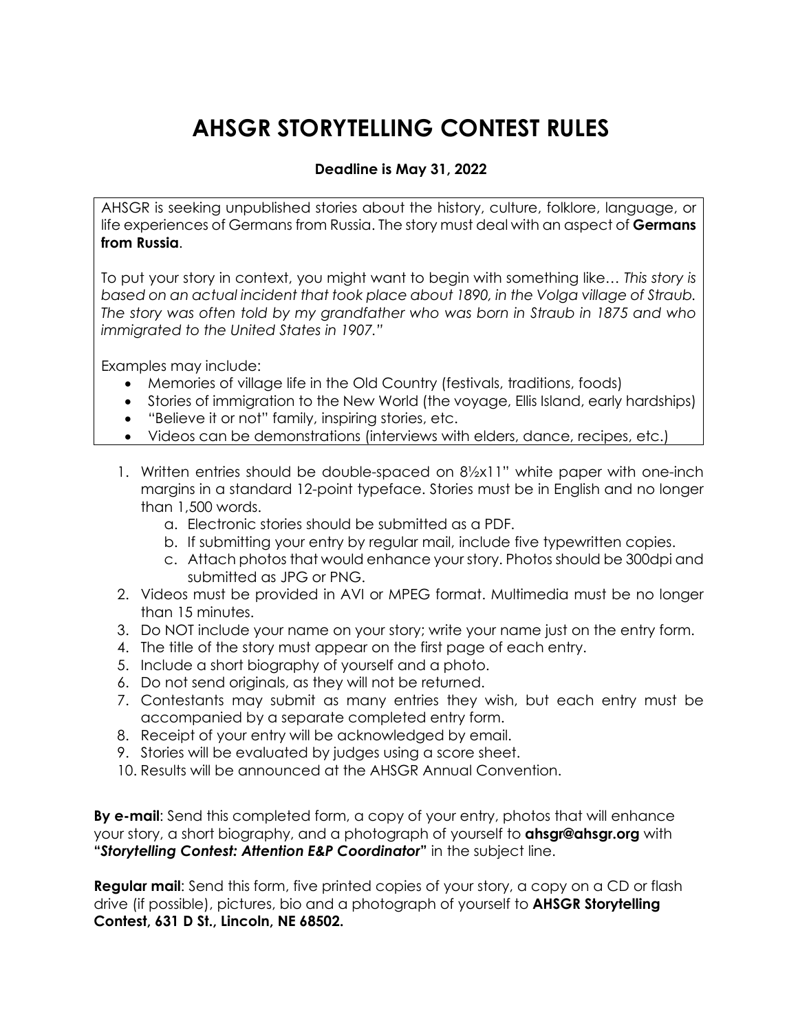# AHSGR STORYTELLING CONTEST RULES

**Deadline is May 31, 2022**

AHSGR is seeking unpublished stories about the history, culture, folklore, language, or life experiences of Germans from Russia. The story must deal with an aspect of **Germans from Russia**.

To put your story in context, you might want to begin with something like… *This story is based on an actual incident that took place about 1890, in the Volga village of Straub. The story was often told by my grandfather who was born in Straub in 1875 and who immigrated to the United States in 1907."*

Examples may include:

- Memories of village life in the Old Country (festivals, traditions, foods)
- Stories of immigration to the New World (the voyage, Ellis Island, early hardships)
- "Believe it or not" family, inspiring stories, etc.
- Videos can be demonstrations (interviews with elders, dance, recipes, etc.)

1. Written entries should be double-spaced on 8½x11" white paper with one-inch margins in a standard 12-point typeface. Stories must be in English and no longer than 1,500 words.
   a. Electronic stories should be submitted as a PDF.
   b. If submitting your entry by regular mail, include five typewritten copies.
   c. Attach photos that would enhance your story. Photos should be 300dpi and submitted as JPG or PNG.
2. Videos must be provided in AVI or MPEG format. Multimedia must be no longer than 15 minutes.
3. Do NOT include your name on your story; write your name just on the entry form.
4. The title of the story must appear on the first page of each entry.
5. Include a short biography of yourself and a photo.
6. Do not send originals, as they will not be returned.
7. Contestants may submit as many entries they wish, but each entry must be accompanied by a separate completed entry form.
8. Receipt of your entry will be acknowledged by email.
9. Stories will be evaluated by judges using a score sheet.
10. Results will be announced at the AHSGR Annual Convention.

**By e-mail**: Send this completed form, a copy of your entry, photos that will enhance your story, a short biography, and a photograph of yourself to **ahsgr@ahsgr.org** with **"*Storytelling Contest: Attention E&P Coordinator*"** in the subject line.

**Regular mail**: Send this form, five printed copies of your story, a copy on a CD or flash drive (if possible), pictures, bio and a photograph of yourself to **AHSGR Storytelling Contest, 631 D St., Lincoln, NE 68502.**